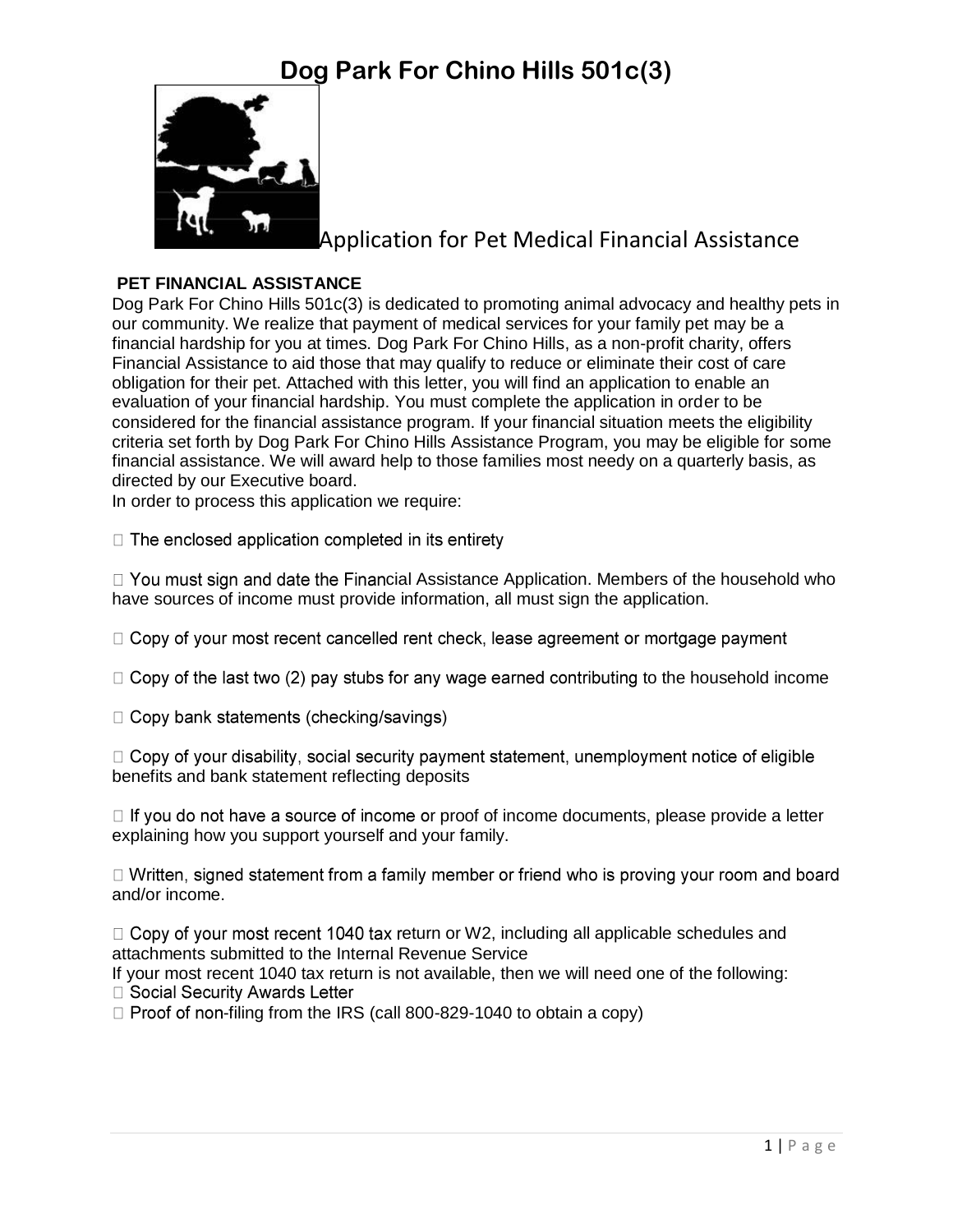# Dog Park For Chino Hills 501c(3)

## Application for Pet Medical Financial Assistance

**PET FINANCIAL ASSISTANCE**

Dog Park For Chino Hills 501c(3) is dedicated to promoting animal advocacy and healthy pets in our community. We realize that payment of medical services for your family pet may be a financial hardship for you at times. Dog Park For Chino Hills, as a non-profit charity, offers Financial Assistance to aid those that may qualify to reduce or eliminate their cost of care obligation for their pet. Attached with this letter, you will find an application to enable an evaluation of your financial hardship. You must complete the application in order to be considered for the financial assistance program. If your financial situation meets the eligibility criteria set forth by Dog Park For Chino Hills Assistance Program, you may be eligible for some financial assistance. We will award help to those families most needy on a quarterly basis, as directed by our Executive board.

In order to process this application we require:

- The enclosed application completed in its entirety
- You must sign and date the Financial Assistance Application. Members of the household who have sources of income must provide information, all must sign the application.
- Copy of your most recent cancelled rent check, lease agreement or mortgage payment
- Copy of the last two (2) pay stubs for any wage earned contributing to the household income
- Copy bank statements (checking/savings)
- Copy of your disability, social security payment statement, unemployment notice of eligible benefits and bank statement reflecting deposits
- If you do not have a source of income or proof of income documents, please provide a letter explaining how you support yourself and your family.
- Written, signed statement from a family member or friend who is proving your room and board and/or income.
- Copy of your most recent 1040 tax return or W2, including all applicable schedules and attachments submitted to the Internal Revenue Service

If your most recent 1040 tax return is not available, then we will need one of the following:

- Social Security Awards Letter
- Proof of non-filing from the IRS (call 800-829-1040 to obtain a copy)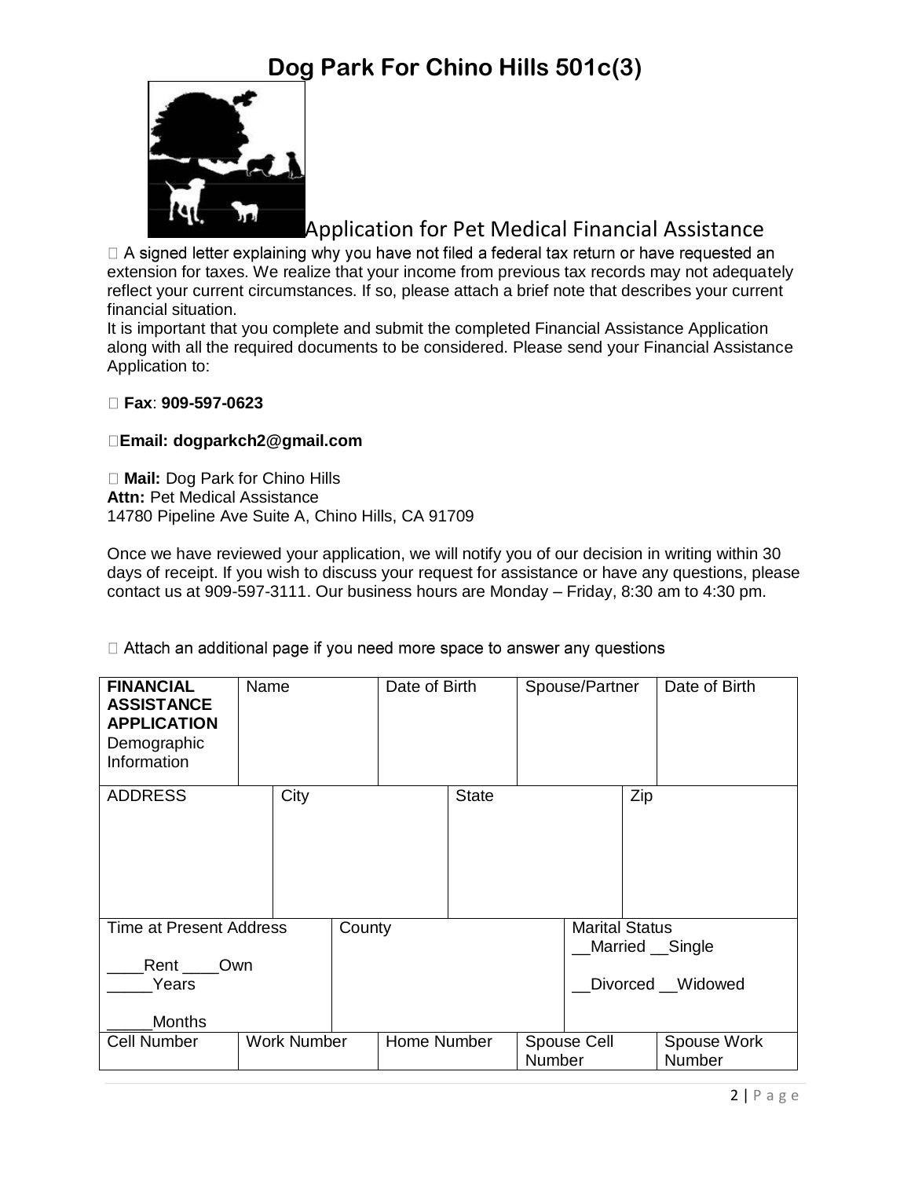# Dog Park For Chino Hills 501c(3)

## Application for Pet Medical Financial Assistance

- A signed letter explaining why you have not filed a federal tax return or have requested an extension for taxes. We realize that your income from previous tax records may not adequately reflect your current circumstances. If so, please attach a brief note that describes your current financial situation.

It is important that you complete and submit the completed Financial Assistance Application along with all the required documents to be considered. Please send your Financial Assistance Application to:

- **Fax**: **909-597-0623**

- **Email: dogparkch2@gmail.com**

- **Mail:** Dog Park for Chino Hills
**Attn:** Pet Medical Assistance
14780 Pipeline Ave Suite A, Chino Hills, CA 91709

Once we have reviewed your application, we will notify you of our decision in writing within 30 days of receipt. If you wish to discuss your request for assistance or have any questions, please contact us at 909-597-3111. Our business hours are Monday – Friday, 8:30 am to 4:30 pm.

- Attach an additional page if you need more space to answer any questions

| | | | | |
|---|---|---|---|---|
| **FINANCIAL ASSISTANCE APPLICATION** Demographic Information | Name | Date of Birth | Spouse/Partner | Date of Birth |
| ADDRESS | City | State | Zip | |
| Time at Present Address ____Rent ____Own _____Years _____Months | County | | Marital Status __Married __Single __Divorced __Widowed | |
| Cell Number | Work Number | Home Number | Spouse Cell Number | Spouse Work Number |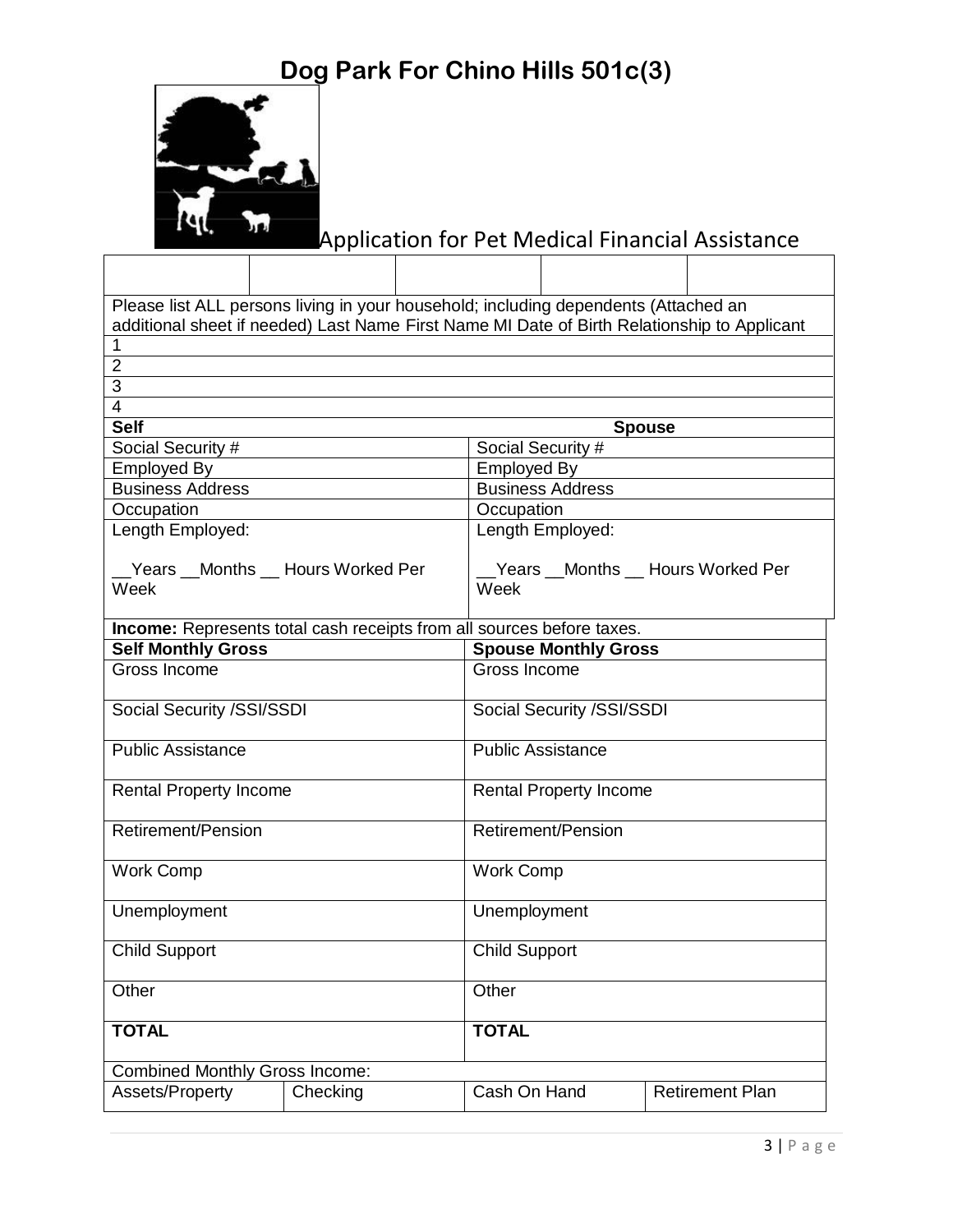# Dog Park For Chino Hills 501c(3)

## Application for Pet Medical Financial Assistance

| | | | | |
|---|---|---|---|---|
| | | | | |

Please list ALL persons living in your household; including dependents (Attached an additional sheet if needed) Last Name First Name MI Date of Birth Relationship to Applicant

| |
|---|
| 1 |
| 2 |
| 3 |
| 4 |

| **Self** | **Spouse** |
|---|---|
| Social Security # | Social Security # |
| Employed By | Employed By |
| Business Address | Business Address |
| Occupation | Occupation |
| Length Employed: __Years __Months __ Hours Worked Per Week | Length Employed: __Years __Months __ Hours Worked Per Week |

**Income:** Represents total cash receipts from all sources before taxes.

| **Self Monthly Gross** | **Spouse Monthly Gross** |
|---|---|
| Gross Income | Gross Income |
| Social Security /SSI/SSDI | Social Security /SSI/SSDI |
| Public Assistance | Public Assistance |
| Rental Property Income | Rental Property Income |
| Retirement/Pension | Retirement/Pension |
| Work Comp | Work Comp |
| Unemployment | Unemployment |
| Child Support | Child Support |
| Other | Other |
| **TOTAL** | **TOTAL** |

Combined Monthly Gross Income:

| Assets/Property | Checking | Cash On Hand | Retirement Plan |
|---|---|---|---|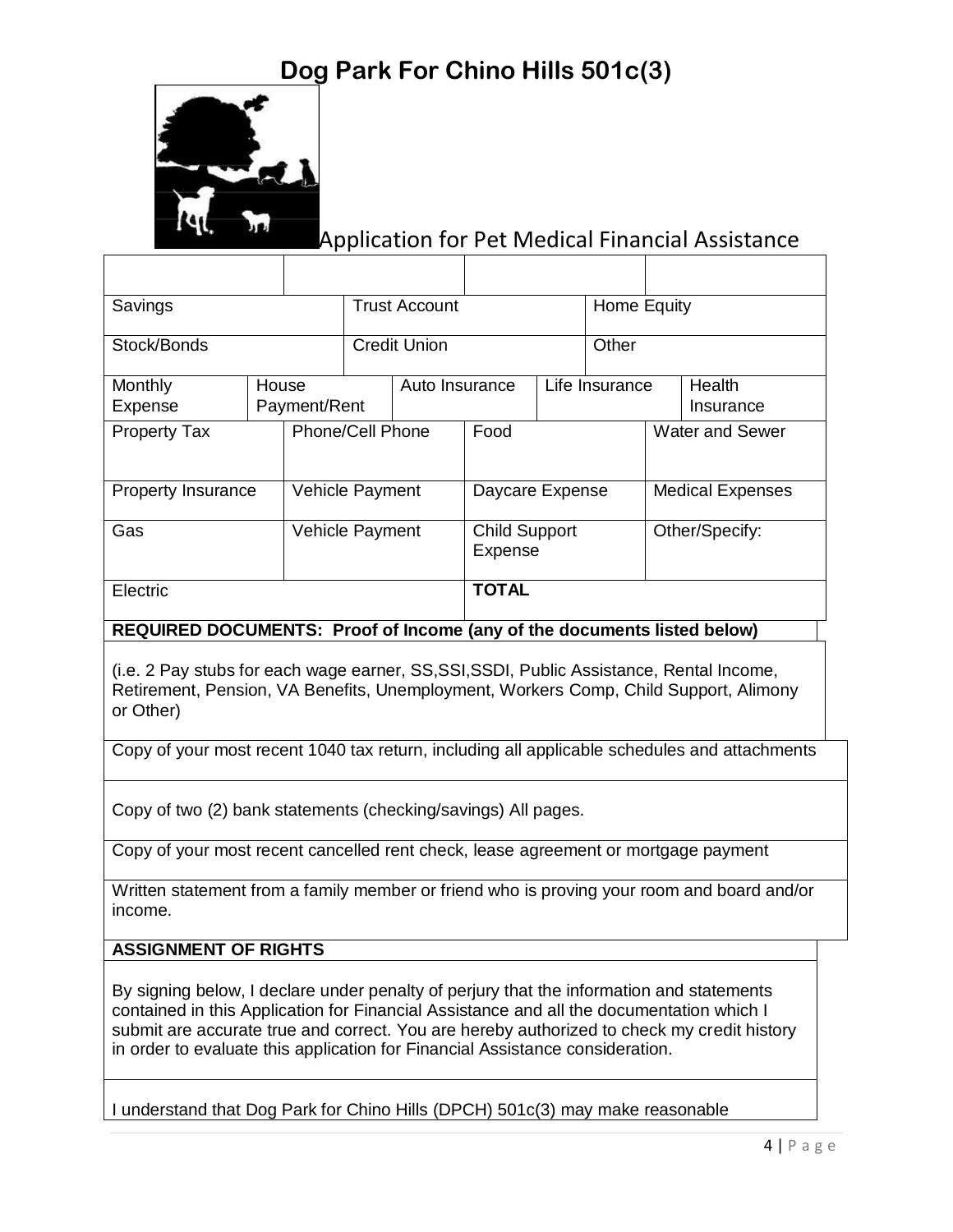# Dog Park For Chino Hills 501c(3)

## Application for Pet Medical Financial Assistance

| | | | |
|---|---|---|---|
| | | | |
| Savings | Trust Account | Home Equity | |
| Stock/Bonds | Credit Union | Other | |

| | | | | |
|---|---|---|---|---|
| Monthly Expense | House Payment/Rent | Auto Insurance | Life Insurance | Health Insurance |

| | | | |
|---|---|---|---|
| Property Tax | Phone/Cell Phone | Food | Water and Sewer |
| Property Insurance | Vehicle Payment | Daycare Expense | Medical Expenses |
| Gas | Vehicle Payment | Child Support Expense | Other/Specify: |
| Electric | | TOTAL | |

**REQUIRED DOCUMENTS: Proof of Income (any of the documents listed below)**

(i.e. 2 Pay stubs for each wage earner, SS,SSI,SSDI, Public Assistance, Rental Income, Retirement, Pension, VA Benefits, Unemployment, Workers Comp, Child Support, Alimony or Other)

Copy of your most recent 1040 tax return, including all applicable schedules and attachments

Copy of two (2) bank statements (checking/savings) All pages.

Copy of your most recent cancelled rent check, lease agreement or mortgage payment

Written statement from a family member or friend who is proving your room and board and/or income.

**ASSIGNMENT OF RIGHTS**

By signing below, I declare under penalty of perjury that the information and statements contained in this Application for Financial Assistance and all the documentation which I submit are accurate true and correct. You are hereby authorized to check my credit history in order to evaluate this application for Financial Assistance consideration.

I understand that Dog Park for Chino Hills (DPCH) 501c(3) may make reasonable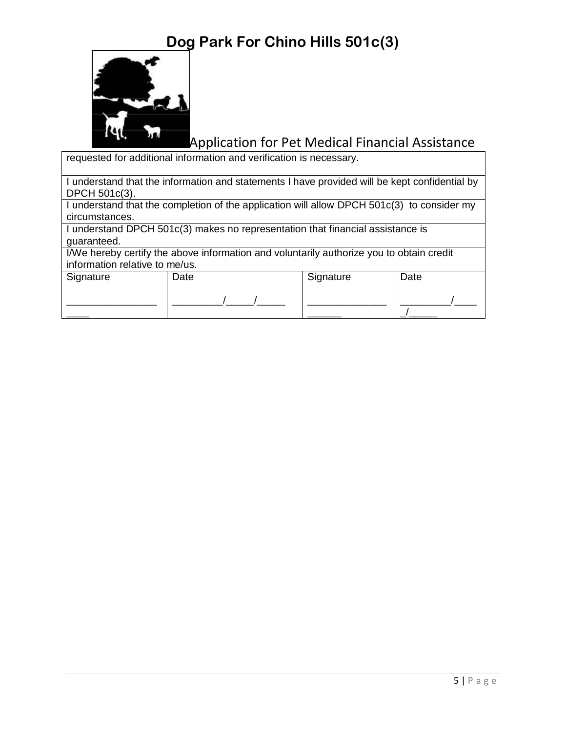# Dog Park For Chino Hills 501c(3)

Application for Pet Medical Financial Assistance

| | | | |
|---|---|---|---|
| requested for additional information and verification is necessary. | | | |
| I understand that the information and statements I have provided will be kept confidential by DPCH 501c(3). | | | |
| I understand that the completion of the application will allow DPCH 501c(3) to consider my circumstances. | | | |
| I understand DPCH 501c(3) makes no representation that financial assistance is guaranteed. | | | |
| I/We hereby certify the above information and voluntarily authorize you to obtain credit information relative to me/us. | | | |
| Signature<br><br>____________________ | Date<br><br>_________/_____/_____ | Signature<br><br>____________________ | Date<br><br>_________/_____/_____ |